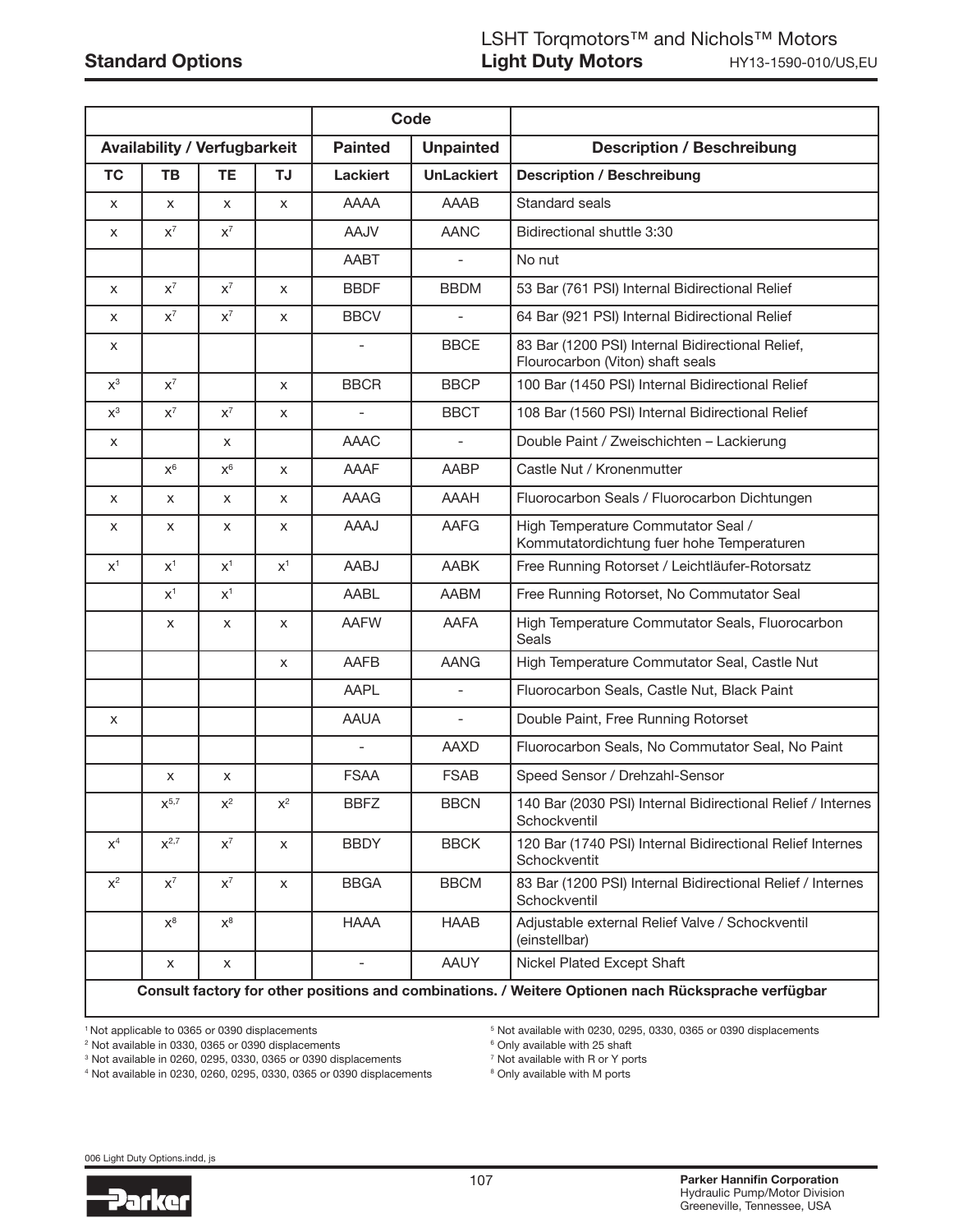## Standard Options

# LSHT Torqmotors™ and Nichols™ Motors
## Light Duty Motors

HY13-1590-010/US,EU

| Availability / Verfugbarkeit | | | | Code | | Description / Beschreibung |
|---|---|---|---|---|---|---|
| | | | | Painted | Unpainted | |
| TC | TB | TE | TJ | Lackiert | UnLackiert | Description / Beschreibung |
| x | x | x | x | AAAA | AAAB | Standard seals |
| x | x[7] | x[7] | | AAJV | AANC | Bidirectional shuttle 3:30 |
| | | | | AABT | - | No nut |
| x | x[7] | x[7] | x | BBDF | BBDM | 53 Bar (761 PSI) Internal Bidirectional Relief |
| x | x[7] | x[7] | x | BBCV | - | 64 Bar (921 PSI) Internal Bidirectional Relief |
| x | | | | - | BBCE | 83 Bar (1200 PSI) Internal Bidirectional Relief, Flourocarbon (Viton) shaft seals |
| x[3] | x[7] | | x | BBCR | BBCP | 100 Bar (1450 PSI) Internal Bidirectional Relief |
| x[3] | x[7] | x[7] | x | - | BBCT | 108 Bar (1560 PSI) Internal Bidirectional Relief |
| x | | x | | AAAC | - | Double Paint / Zweischichten – Lackierung |
| | x[6] | x[6] | x | AAAF | AABP | Castle Nut / Kronenmutter |
| x | x | x | x | AAAG | AAAH | Fluorocarbon Seals / Fluorocarbon Dichtungen |
| x | x | x | x | AAAJ | AAFG | High Temperature Commutator Seal / Kommutatordichtung fuer hohe Temperaturen |
| x[1] | x[1] | x[1] | x[1] | AABJ | AABK | Free Running Rotorset / Leichtläufer-Rotorsatz |
| | x[1] | x[1] | | AABL | AABM | Free Running Rotorset, No Commutator Seal |
| | x | x | x | AAFW | AAFA | High Temperature Commutator Seals, Fluorocarbon Seals |
| | | | x | AAFB | AANG | High Temperature Commutator Seal, Castle Nut |
| | | | | AAPL | - | Fluorocarbon Seals, Castle Nut, Black Paint |
| x | | | | AAUA | - | Double Paint, Free Running Rotorset |
| | | | | - | AAXD | Fluorocarbon Seals, No Commutator Seal, No Paint |
| | x | x | | FSAA | FSAB | Speed Sensor / Drehzahl-Sensor |
| | x[5,7] | x[2] | x[2] | BBFZ | BBCN | 140 Bar (2030 PSI) Internal Bidirectional Relief / Internes Schockventil |
| x[4] | x[2,7] | x[7] | x | BBDY | BBCK | 120 Bar (1740 PSI) Internal Bidirectional Relief Internes Schockventil |
| x[2] | x[7] | x[7] | x | BBGA | BBCM | 83 Bar (1200 PSI) Internal Bidirectional Relief / Internes Schockventil |
| | x[8] | x[8] | | HAAA | HAAB | Adjustable external Relief Valve / Schockventil (einstellbar) |
| | x | x | | - | AAUY | Nickel Plated Except Shaft |

**Consult factory for other positions and combinations. / Weitere Optionen nach Rücksprache verfügbar**

[1] Not applicable to 0365 or 0390 displacements
[2] Not available in 0330, 0365 or 0390 displacements
[3] Not available in 0260, 0295, 0330, 0365 or 0390 displacements
[4] Not available in 0230, 0260, 0295, 0330, 0365 or 0390 displacements
[5] Not available with 0230, 0295, 0330, 0365 or 0390 displacements
[6] Only available with 25 shaft
[7] Not available with R or Y ports
[8] Only available with M ports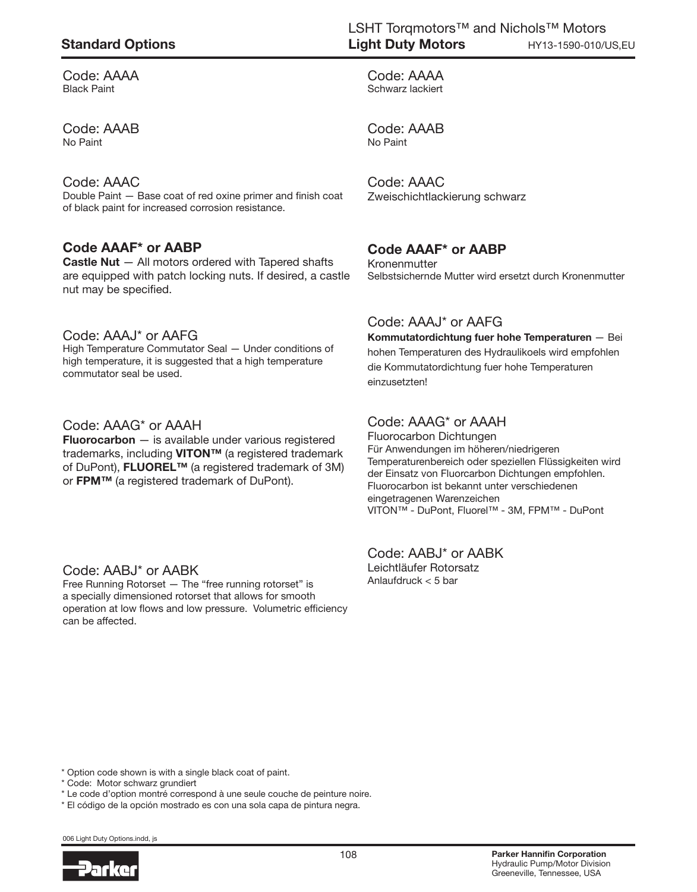## Standard Options

Code: AAAA
Black Paint

Code: AAAA
Schwarz lackiert

Code: AAAB
No Paint

Code: AAAB
No Paint

Code: AAAC
Double Paint — Base coat of red oxine primer and finish coat of black paint for increased corrosion resistance.

Code: AAAC
Zweischichtlackierung schwarz

### Code AAAF* or AABP

**Castle Nut** — All motors ordered with Tapered shafts are equipped with patch locking nuts. If desired, a castle nut may be specified.

### Code AAAF* or AABP

Kronenmutter
Selbstsichernde Mutter wird ersetzt durch Kronenmutter

Code: AAAJ* or AAFG
High Temperature Commutator Seal — Under conditions of high temperature, it is suggested that a high temperature commutator seal be used.

Code: AAAJ* or AAFG
**Kommutatordichtung fuer hohe Temperaturen** — Bei hohen Temperaturen des Hydraulikoels wird empfohlen die Kommutatordichtung fuer hohe Temperaturen einzusetzten!

Code: AAAG* or AAAH
**Fluorocarbon** — is available under various registered trademarks, including **VITON™** (a registered trademark of DuPont), **FLUOREL™** (a registered trademark of 3M) or **FPM™** (a registered trademark of DuPont).

Code: AAAG* or AAAH
Fluorocarbon Dichtungen
Für Anwendungen im höheren/niedrigeren Temperaturenbereich oder speziellen Flüssigkeiten wird der Einsatz von Fluorcarbon Dichtungen empfohlen. Fluorocarbon ist bekannt unter verschiedenen eingetragenen Warenzeichen
VITON™ - DuPont, Fluorel™ - 3M, FPM™ - DuPont

Code: AABJ* or AABK
Free Running Rotorset — The "free running rotorset" is a specially dimensioned rotorset that allows for smooth operation at low flows and low pressure. Volumetric efficiency can be affected.

Code: AABJ* or AABK
Leichtläufer Rotorsatz
Anlaufdruck < 5 bar

* Option code shown is with a single black coat of paint.
* Code: Motor schwarz grundiert
* Le code d'option montré correspond à une seule couche de peinture noire.
* El código de la opción mostrado es con una sola capa de pintura negra.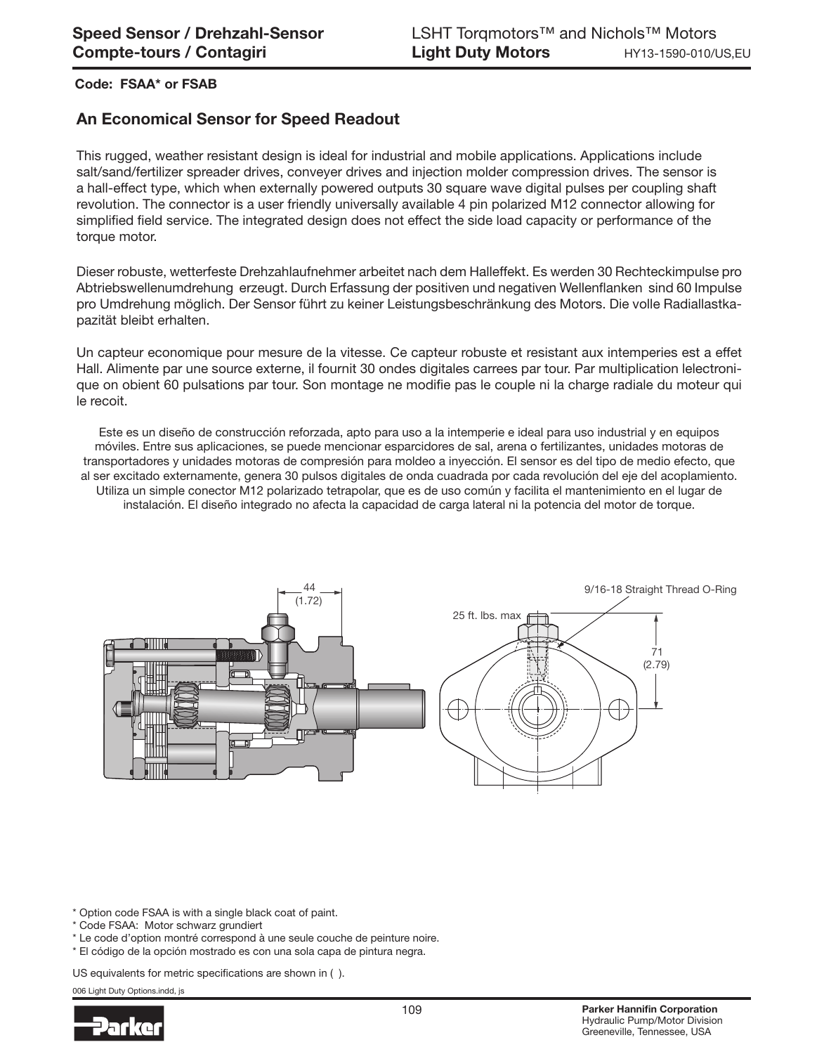**Code: FSAA* or FSAB**

## An Economical Sensor for Speed Readout

This rugged, weather resistant design is ideal for industrial and mobile applications. Applications include salt/sand/fertilizer spreader drives, conveyer drives and injection molder compression drives. The sensor is a hall-effect type, which when externally powered outputs 30 square wave digital pulses per coupling shaft revolution. The connector is a user friendly universally available 4 pin polarized M12 connector allowing for simplified field service. The integrated design does not effect the side load capacity or performance of the torque motor.

Dieser robuste, wetterfeste Drehzahlaufnehmer arbeitet nach dem Halleffekt. Es werden 30 Rechteckimpulse pro Abtriebswellenumdrehung erzeugt. Durch Erfassung der positiven und negativen Wellenflanken sind 60 Impulse pro Umdrehung möglich. Der Sensor führt zu keiner Leistungsbeschränkung des Motors. Die volle Radiallastkapazität bleibt erhalten.

Un capteur economique pour mesure de la vitesse. Ce capteur robuste et resistant aux intemperies est a effet Hall. Alimente par une source externe, il fournit 30 ondes digitales carrees par tour. Par multiplication lelectronique on obient 60 pulsations par tour. Son montage ne modifie pas le couple ni la charge radiale du moteur qui le recoit.

Este es un diseño de construcción reforzada, apto para uso a la intemperie e ideal para uso industrial y en equipos móviles. Entre sus aplicaciones, se puede mencionar esparcidores de sal, arena o fertilizantes, unidades motoras de transportadores y unidades motoras de compresión para moldeo a inyección. El sensor es del tipo de medio efecto, que al ser excitado externamente, genera 30 pulsos digitales de onda cuadrada por cada revolución del eje del acoplamiento. Utiliza un simple conector M12 polarizado tetrapolar, que es de uso común y facilita el mantenimiento en el lugar de instalación. El diseño integrado no afecta la capacidad de carga lateral ni la potencia del motor de torque.

44 (1.72)

25 ft. lbs. max

9/16-18 Straight Thread O-Ring

71 (2.79)

\* Option code FSAA is with a single black coat of paint.
\* Code FSAA: Motor schwarz grundiert
\* Le code d'option montré correspond à une seule couche de peinture noire.
\* El código de la opción mostrado es con una sola capa de pintura negra.

US equivalents for metric specifications are shown in ( ).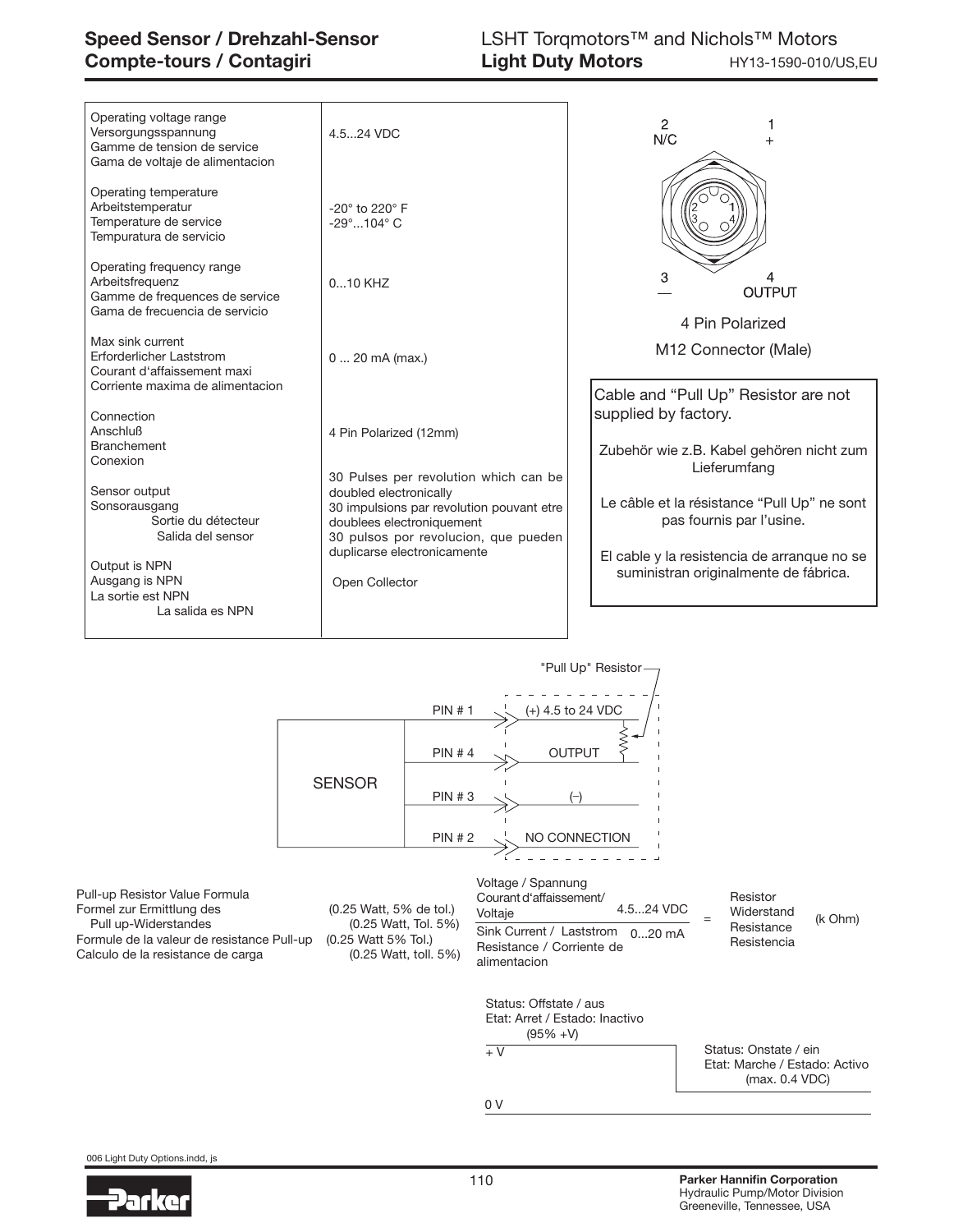# Speed Sensor / Drehzahl-Sensor
# Compte-tours / Contagiri

## LSHT Torqmotors™ and Nichols™ Motors
## Light Duty Motors

HY13-1590-010/US,EU

| | |
|---|---|
| Operating voltage range<br>Versorgungsspannung<br>Gamme de tension de service<br>Gama de voltaje de alimentacion | 4.5...24 VDC |
| Operating temperature<br>Arbeitstemperatur<br>Temperature de service<br>Tempuratura de servicio | -20° to 220° F<br>-29°...104° C |
| Operating frequency range<br>Arbeitsfrequenz<br>Gamme de frequences de service<br>Gama de frecuencia de servicio | 0...10 KHZ |
| Max sink current<br>Erforderlicher Laststrom<br>Courant d'affaissement maxi<br>Corriente maxima de alimentacion | 0 ... 20 mA (max.) |
| Connection<br>Anschluß<br>Branchement<br>Conexion | 4 Pin Polarized (12mm) |
| Sensor output<br>Sonsorausgang<br>Sortie du détecteur<br>Salida del sensor | 30 Pulses per revolution which can be doubled electronically<br>30 impulsions par revolution pouvant etre doublees electroniquement<br>30 pulsos por revolucion, que pueden duplicarse electronicamente |
| Output is NPN<br>Ausgang is NPN<br>La sortie est NPN<br>La salida es NPN | Open Collector |

2 N/C &nbsp;&nbsp; 1 + &nbsp;&nbsp; 3 — &nbsp;&nbsp; 4 OUTPUT

4 Pin Polarized
M12 Connector (Male)

Cable and "Pull Up" Resistor are not supplied by factory.

Zubehör wie z.B. Kabel gehören nicht zum Lieferumfang

Le câble et la résistance "Pull Up" ne sont pas fournis par l'usine.

El cable y la resistencia de arranque no se suministran originalmente de fábrica.

"Pull Up" Resistor

SENSOR

| Pin | Function |
|---|---|
| PIN # 1 | (+) 4.5 to 24 VDC |
| PIN # 4 | OUTPUT |
| PIN # 3 | (–) |
| PIN # 2 | NO CONNECTION |

Pull-up Resistor Value Formula (0.25 Watt, 5% de tol.)
Formel zur Ermittlung des Pull up-Widerstandes (0.25 Watt, Tol. 5%)
Formule de la valeur de resistance Pull-up (0.25 Watt 5% Tol.)
Calculo de la resistance de carga (0.25 Watt, toll. 5%)

$$\frac{\text{Voltage / Spannung / Courant d'affaissement / Voltaje} \quad 4.5...24\ \text{VDC}}{\text{Sink Current / Laststrom / Resistance / Corriente de alimentacion} \quad 0...20\ \text{mA}} = \text{Resistor / Widerstand / Resistance / Resistencia (k Ohm)}$$

Status: Offstate / aus
Etat: Arret / Estado: Inactivo
(95% +V)

+ V

Status: Onstate / ein
Etat: Marche / Estado: Activo
(max. 0.4 VDC)

0 V

006 Light Duty Options.indd, js

Parker Hannifin Corporation
Hydraulic Pump/Motor Division
Greeneville, Tennessee, USA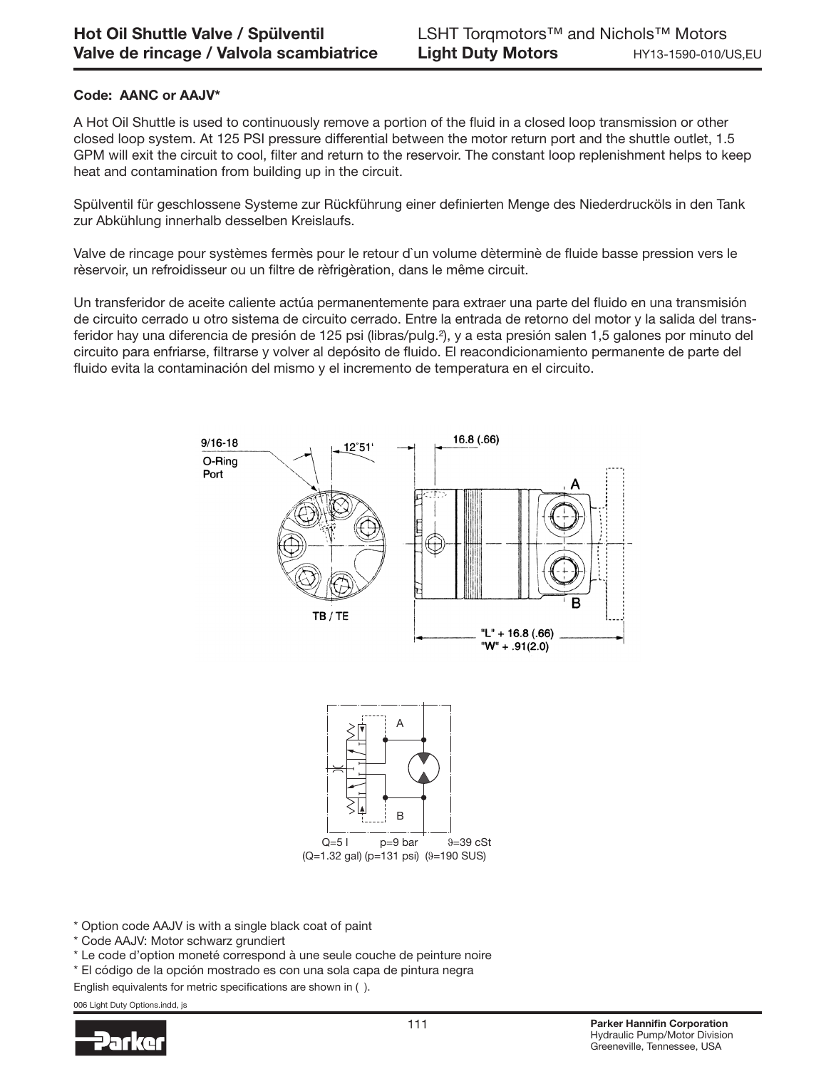## Code: AANC or AAJV*

A Hot Oil Shuttle is used to continuously remove a portion of the fluid in a closed loop transmission or other closed loop system. At 125 PSI pressure differential between the motor return port and the shuttle outlet, 1.5 GPM will exit the circuit to cool, filter and return to the reservoir. The constant loop replenishment helps to keep heat and contamination from building up in the circuit.

Spülventil für geschlossene Systeme zur Rückführung einer definierten Menge des Niederdrucköls in den Tank zur Abkühlung innerhalb desselben Kreislaufs.

Valve de rincage pour systèmes fermès pour le retour d`un volume dèterminè de fluide basse pression vers le rèservoir, un refroidisseur ou un filtre de rèfrigèration, dans le même circuit.

Un transferidor de aceite caliente actúa permanentemente para extraer una parte del fluido en una transmisión de circuito cerrado u otro sistema de circuito cerrado. Entre la entrada de retorno del motor y la salida del transferidor hay una diferencia de presión de 125 psi (libras/pulg.²), y a esta presión salen 1,5 galones por minuto del circuito para enfriarse, filtrarse y volver al depósito de fluido. El reacondicionamiento permanente de parte del fluido evita la contaminación del mismo y el incremento de temperatura en el circuito.

9/16-18 O-Ring Port

12°51'

16.8 (.66)

TB / TE

A

B

"L" + 16.8 (.66)
"W" + .91(2.0)

Q=5 l p=9 bar ϑ=39 cSt
(Q=1.32 gal) (p=131 psi) (ϑ=190 SUS)

\* Option code AAJV is with a single black coat of paint

\* Code AAJV: Motor schwarz grundiert

\* Le code d'option moneté correspond à une seule couche de peinture noire

\* El código de la opción mostrado es con una sola capa de pintura negra

English equivalents for metric specifications are shown in ( ).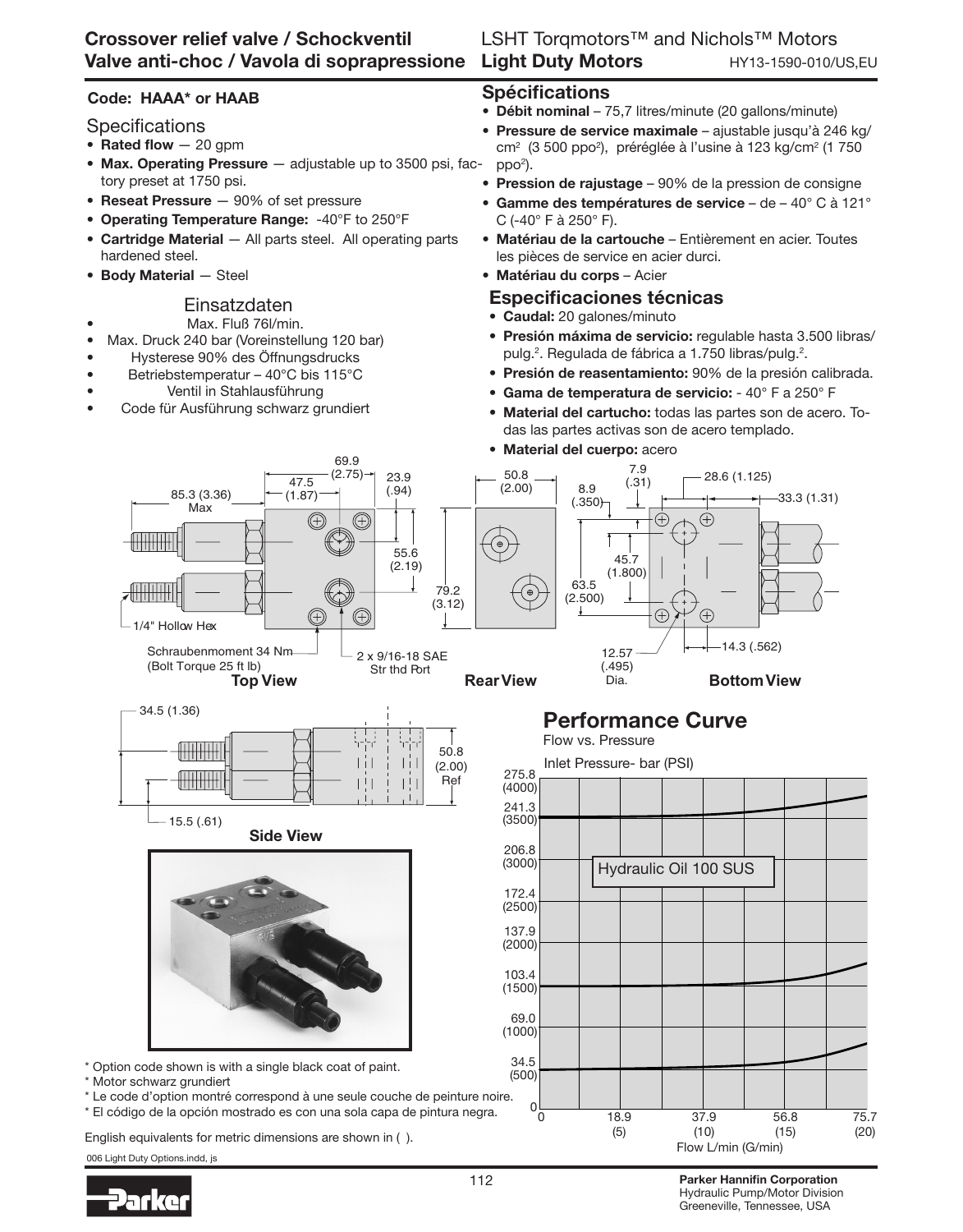# Crossover relief valve / Schockventil
# Valve anti-choc / Vavola di soprapressione

**Code: HAAA* or HAAB**

## Specifications

- **Rated flow** — 20 gpm
- **Max. Operating Pressure** — adjustable up to 3500 psi, factory preset at 1750 psi.
- **Reseat Pressure** — 90% of set pressure
- **Operating Temperature Range:** -40°F to 250°F
- **Cartridge Material** — All parts steel. All operating parts hardened steel.
- **Body Material** — Steel

## Einsatzdaten

- Max. Fluß 76l/min.
- Max. Druck 240 bar (Voreinstellung 120 bar)
- Hysterese 90% des Öffnungsdrucks
- Betriebstemperatur – 40°C bis 115°C
- Ventil in Stahlausführung
- Code für Ausführung schwarz grundiert

## Spécifications

- **Débit nominal** – 75,7 litres/minute (20 gallons/minute)
- **Pressure de service maximale** – ajustable jusqu'à 246 kg/cm² (3 500 ppo²), préréglée à l'usine à 123 kg/cm² (1 750 ppo²).
- **Pression de rajustage** – 90% de la pression de consigne
- **Gamme des températures de service** – de – 40° C à 121° C (-40° F à 250° F).
- **Matériau de la cartouche** – Entièrement en acier. Toutes les pièces de service en acier durci.
- **Matériau du corps** – Acier

## Especificaciones técnicas

- **Caudal:** 20 galones/minuto
- **Presión máxima de servicio:** regulable hasta 3.500 libras/pulg.². Regulada de fábrica a 1.750 libras/pulg.².
- **Presión de reasentamiento:** 90% de la presión calibrada.
- **Gama de temperatura de servicio:** - 40° F a 250° F
- **Material del cartucho:** todas las partes son de acero. Todas las partes activas son de acero templado.
- **Material del cuerpo:** acero

85.3 (3.36) Max; 47.5 (1.87); 69.9 (2.75); 23.9 (.94); 55.6 (2.19); 79.2 (3.12); 1/4" Hollow Hex; Schraubenmoment 34 Nm (Bolt Torque 25 ft lb); 2 x 9/16-18 SAE Str thd Port

**Top View**

50.8 (2.00)

**Rear View**

7.9 (.31); 8.9 (.350); 28.6 (1.125); 33.3 (1.31); 45.7 (1.800); 63.5 (2.500); 12.57 (.495) Dia.; 14.3 (.562)

**Bottom View**

34.5 (1.36); 15.5 (.61); 50.8 (2.00) Ref

**Side View**

## Performance Curve

Flow vs. Pressure

Inlet Pressure- bar (PSI): 0, 34.5 (500), 69.0 (1000), 103.4 (1500), 137.9 (2000), 172.4 (2500), 206.8 (3000), 241.3 (3500), 275.8 (4000)

Hydraulic Oil 100 SUS

Flow L/min (G/min): 0, 18.9 (5), 37.9 (10), 56.8 (15), 75.7 (20)

\* Option code shown is with a single black coat of paint.
\* Motor schwarz grundiert
\* Le code d'option montré correspond à une seule couche de peinture noire.
\* El código de la opción mostrado es con una sola capa de pintura negra.

English equivalents for metric dimensions are shown in ( ).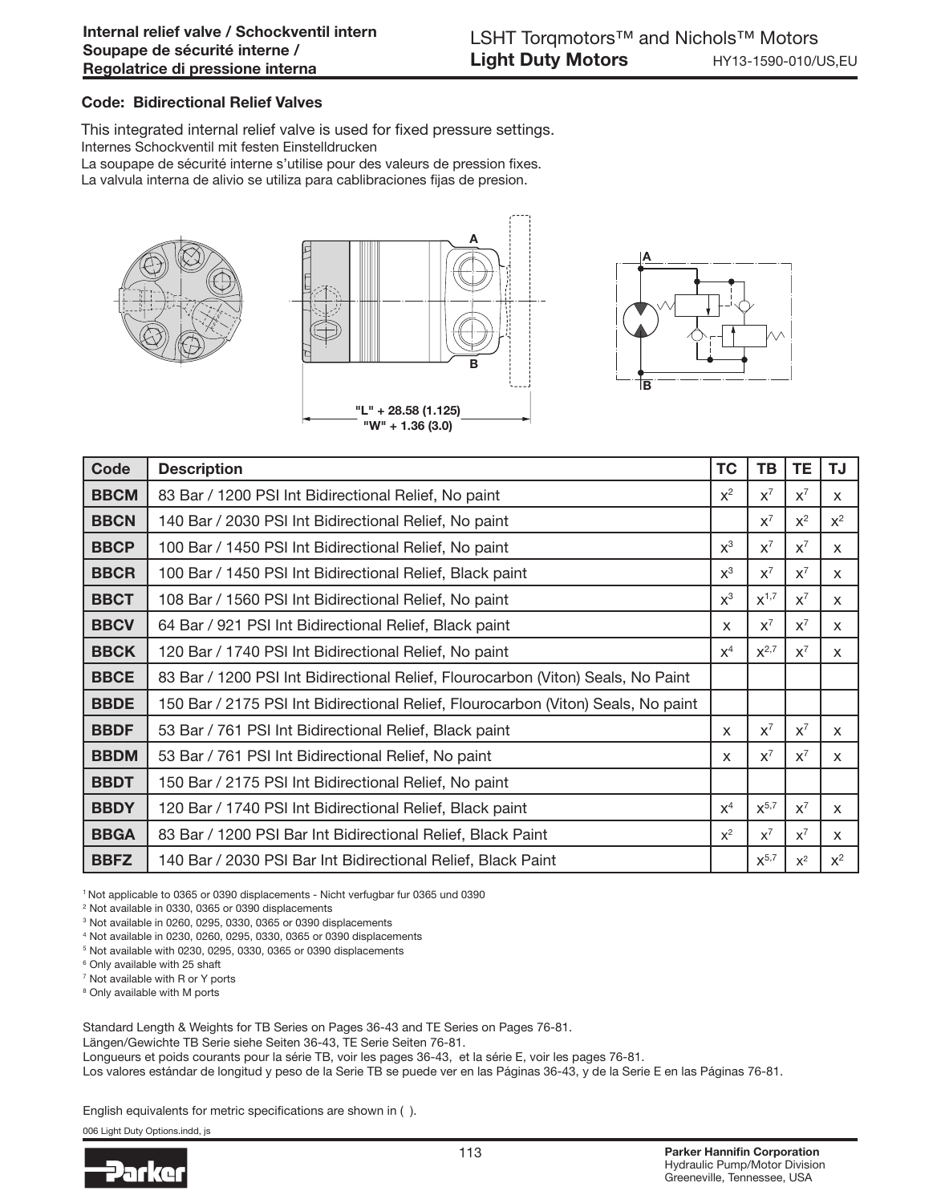**Internal relief valve / Schockventil intern**
**Soupape de sécurité interne /**
**Regolatrice di pressione interna**

### Code: Bidirectional Relief Valves

This integrated internal relief valve is used for fixed pressure settings.
Internes Schockventil mit festen Einstelldrucken
La soupape de sécurité interne s'utilise pour des valeurs de pression fixes.
La valvula interna de alivio se utiliza para cablibraciones fijas de presion.

"L" + 28.58 (1.125)
"W" + 1.36 (3.0)

| Code | Description | TC | TB | TE | TJ |
|---|---|---|---|---|---|
| **BBCM** | 83 Bar / 1200 PSI Int Bidirectional Relief, No paint | x[2] | x[7] | x[7] | x |
| **BBCN** | 140 Bar / 2030 PSI Int Bidirectional Relief, No paint | | x[7] | x[2] | x[2] |
| **BBCP** | 100 Bar / 1450 PSI Int Bidirectional Relief, No paint | x[3] | x[7] | x[7] | x |
| **BBCR** | 100 Bar / 1450 PSI Int Bidirectional Relief, Black paint | x[3] | x[7] | x[7] | x |
| **BBCT** | 108 Bar / 1560 PSI Int Bidirectional Relief, No paint | x[3] | x[1,7] | x[7] | x |
| **BBCV** | 64 Bar / 921 PSI Int Bidirectional Relief, Black paint | x | x[7] | x[7] | x |
| **BBCK** | 120 Bar / 1740 PSI Int Bidirectional Relief, No paint | x[4] | x[2,7] | x[7] | x |
| **BBCE** | 83 Bar / 1200 PSI Int Bidirectional Relief, Flourocarbon (Viton) Seals, No Paint | | | | |
| **BBDE** | 150 Bar / 2175 PSI Int Bidirectional Relief, Flourocarbon (Viton) Seals, No paint | | | | |
| **BBDF** | 53 Bar / 761 PSI Int Bidirectional Relief, Black paint | x | x[7] | x[7] | x |
| **BBDM** | 53 Bar / 761 PSI Int Bidirectional Relief, No paint | x | x[7] | x[7] | x |
| **BBDT** | 150 Bar / 2175 PSI Int Bidirectional Relief, No paint | | | | |
| **BBDY** | 120 Bar / 1740 PSI Int Bidirectional Relief, Black paint | x[4] | x[5,7] | x[7] | x |
| **BBGA** | 83 Bar / 1200 PSI Bar Int Bidirectional Relief, Black Paint | x[2] | x[7] | x[7] | x |
| **BBFZ** | 140 Bar / 2030 PSI Bar Int Bidirectional Relief, Black Paint | | x[5,7] | x[2] | x[2] |

[1] Not applicable to 0365 or 0390 displacements - Nicht verfugbar fur 0365 und 0390
[2] Not available in 0330, 0365 or 0390 displacements
[3] Not available in 0260, 0295, 0330, 0365 or 0390 displacements
[4] Not available in 0230, 0260, 0295, 0330, 0365 or 0390 displacements
[5] Not available with 0230, 0295, 0330, 0365 or 0390 displacements
[6] Only available with 25 shaft
[7] Not available with R or Y ports
[8] Only available with M ports

Standard Length & Weights for TB Series on Pages 36-43 and TE Series on Pages 76-81.
Längen/Gewichte TB Serie siehe Seiten 36-43, TE Serie Seiten 76-81.
Longueurs et poids courants pour la série TB, voir les pages 36-43, et la série E, voir les pages 76-81.
Los valores estándar de longitud y peso de la Serie TB se puede ver en las Páginas 36-43, y de la Serie E en las Páginas 76-81.

English equivalents for metric specifications are shown in ( ).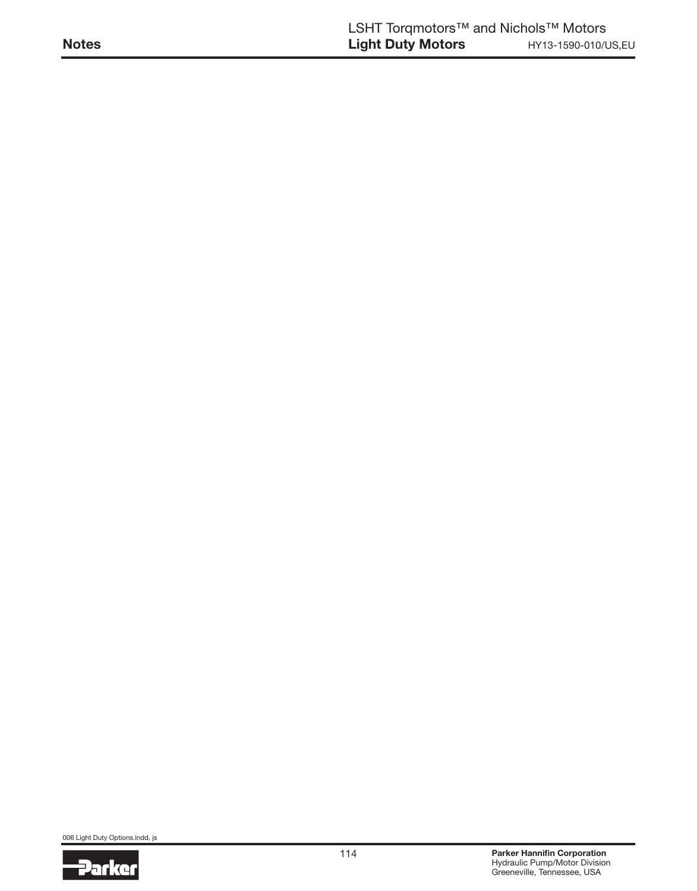## Notes